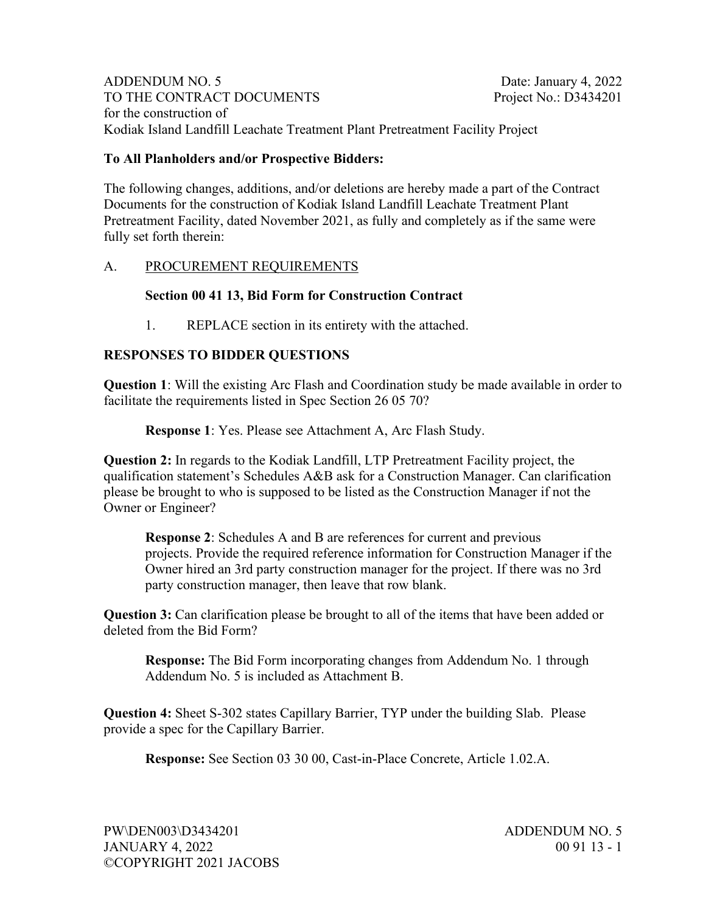ADDENDUM NO. 5 Date: January 4, 2022
TO THE CONTRACT DOCUMENTS Project No.: D3434201
for the construction of
Kodiak Island Landfill Leachate Treatment Plant Pretreatment Facility Project

**To All Planholders and/or Prospective Bidders:**

The following changes, additions, and/or deletions are hereby made a part of the Contract Documents for the construction of Kodiak Island Landfill Leachate Treatment Plant Pretreatment Facility, dated November 2021, as fully and completely as if the same were fully set forth therein:

A. PROCUREMENT REQUIREMENTS

**Section 00 41 13, Bid Form for Construction Contract**

1. REPLACE section in its entirety with the attached.

**RESPONSES TO BIDDER QUESTIONS**

**Question 1**: Will the existing Arc Flash and Coordination study be made available in order to facilitate the requirements listed in Spec Section 26 05 70?

> **Response 1**: Yes. Please see Attachment A, Arc Flash Study.

**Question 2:** In regards to the Kodiak Landfill, LTP Pretreatment Facility project, the qualification statement's Schedules A&B ask for a Construction Manager. Can clarification please be brought to who is supposed to be listed as the Construction Manager if not the Owner or Engineer?

> **Response 2**: Schedules A and B are references for current and previous projects. Provide the required reference information for Construction Manager if the Owner hired an 3rd party construction manager for the project. If there was no 3rd party construction manager, then leave that row blank.

**Question 3:** Can clarification please be brought to all of the items that have been added or deleted from the Bid Form?

> **Response:** The Bid Form incorporating changes from Addendum No. 1 through Addendum No. 5 is included as Attachment B.

**Question 4:** Sheet S-302 states Capillary Barrier, TYP under the building Slab. Please provide a spec for the Capillary Barrier.

> **Response:** See Section 03 30 00, Cast-in-Place Concrete, Article 1.02.A.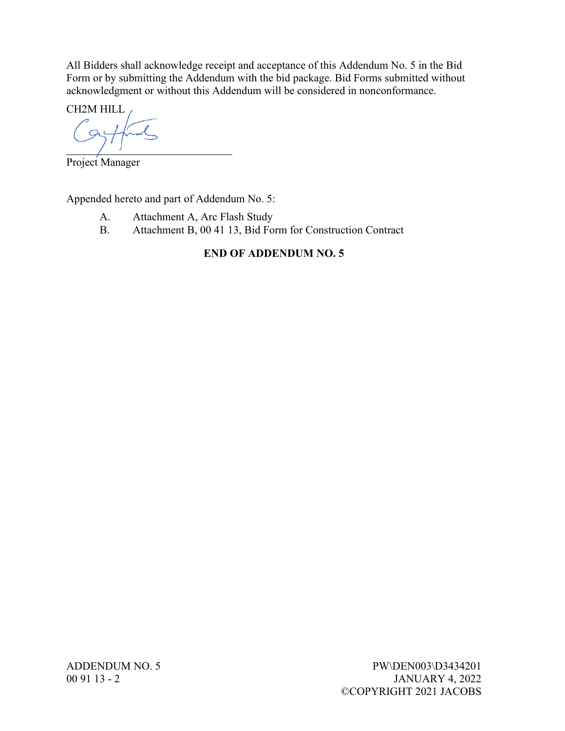All Bidders shall acknowledge receipt and acceptance of this Addendum No. 5 in the Bid Form or by submitting the Addendum with the bid package. Bid Forms submitted without acknowledgment or without this Addendum will be considered in nonconformance.

CH2M HILL

Project Manager

Appended hereto and part of Addendum No. 5:

A. Attachment A, Arc Flash Study
B. Attachment B, 00 41 13, Bid Form for Construction Contract

**END OF ADDENDUM NO. 5**